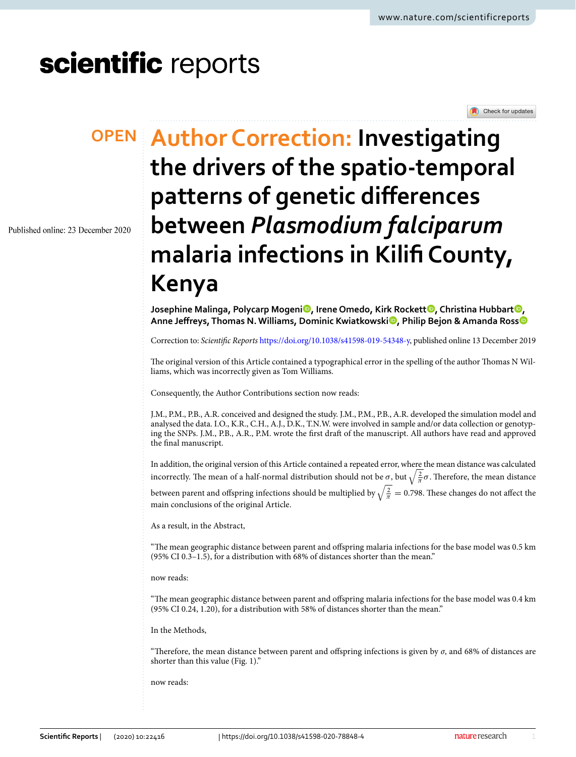OPEN

# Author Correction: Investigating the drivers of the spatio-temporal patterns of genetic differences between *Plasmodium falciparum* malaria infections in Kilifi County, Kenya

Published online: 23 December 2020

**Josephine Malinga, Polycarp Mogeni, Irene Omedo, Kirk Rockett, Christina Hubbart, Anne Jeffreys, Thomas N. Williams, Dominic Kwiatkowski, Philip Bejon & Amanda Ross**

Correction to: *Scientific Reports* https://doi.org/10.1038/s41598-019-54348-y, published online 13 December 2019

The original version of this Article contained a typographical error in the spelling of the author Thomas N Williams, which was incorrectly given as Tom Williams.

Consequently, the Author Contributions section now reads:

J.M., P.M., P.B., A.R. conceived and designed the study. J.M., P.M., P.B., A.R. developed the simulation model and analysed the data. I.O., K.R., C.H., A.J., D.K., T.N.W. were involved in sample and/or data collection or genotyping the SNPs. J.M., P.B., A.R., P.M. wrote the first draft of the manuscript. All authors have read and approved the final manuscript.

In addition, the original version of this Article contained a repeated error, where the mean distance was calculated incorrectly. The mean of a half-normal distribution should not be $\sigma$, but $\sqrt{\frac{2}{\pi}}\sigma$. Therefore, the mean distance between parent and offspring infections should be multiplied by $\sqrt{\frac{2}{\pi}} = 0.798$. These changes do not affect the main conclusions of the original Article.

As a result, in the Abstract,

"The mean geographic distance between parent and offspring malaria infections for the base model was 0.5 km (95% CI 0.3–1.5), for a distribution with 68% of distances shorter than the mean."

now reads:

"The mean geographic distance between parent and offspring malaria infections for the base model was 0.4 km (95% CI 0.24, 1.20), for a distribution with 58% of distances shorter than the mean."

In the Methods,

"Therefore, the mean distance between parent and offspring infections is given by $\sigma$, and 68% of distances are shorter than this value (Fig. 1)."

now reads: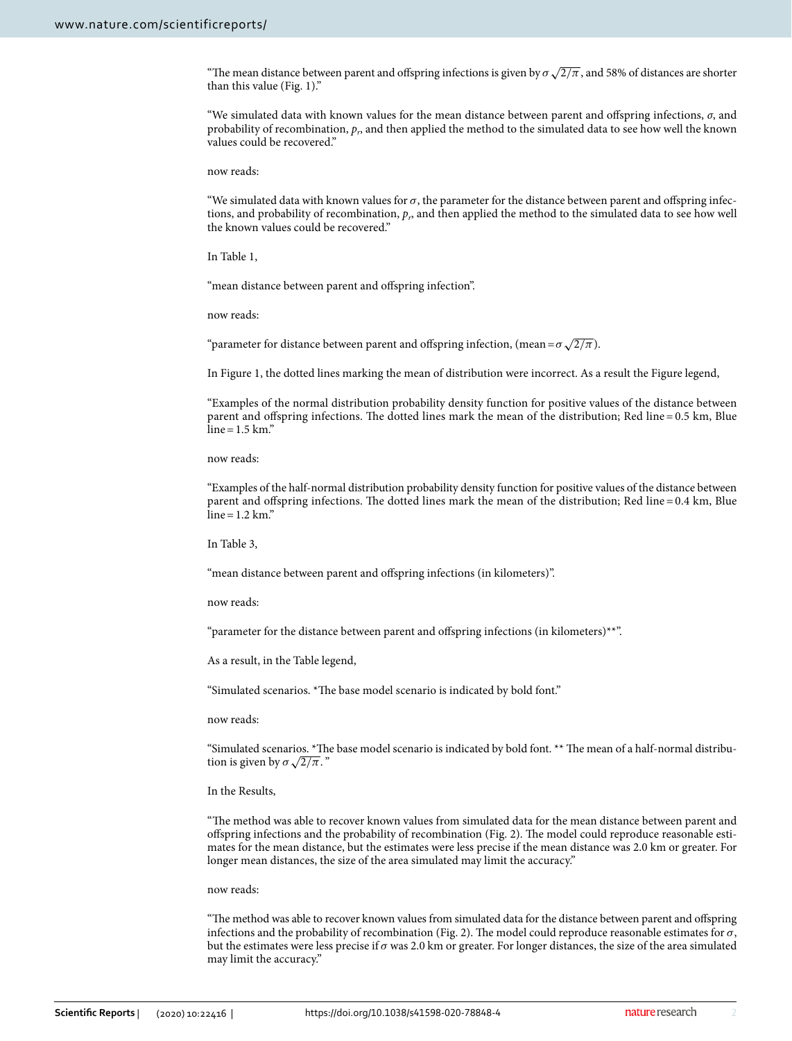"The mean distance between parent and offspring infections is given by $\sigma\sqrt{2/\pi}$, and 58% of distances are shorter than this value (Fig. 1)."

"We simulated data with known values for the mean distance between parent and offspring infections, $\sigma$, and probability of recombination, $p_r$, and then applied the method to the simulated data to see how well the known values could be recovered."

now reads:

"We simulated data with known values for $\sigma$, the parameter for the distance between parent and offspring infections, and probability of recombination, $p_r$, and then applied the method to the simulated data to see how well the known values could be recovered."

In Table 1,

"mean distance between parent and offspring infection".

now reads:

"parameter for distance between parent and offspring infection, (mean $= \sigma\sqrt{2/\pi}$).

In Figure 1, the dotted lines marking the mean of distribution were incorrect. As a result the Figure legend,

"Examples of the normal distribution probability density function for positive values of the distance between parent and offspring infections. The dotted lines mark the mean of the distribution; Red line = 0.5 km, Blue line = 1.5 km."

now reads:

"Examples of the half-normal distribution probability density function for positive values of the distance between parent and offspring infections. The dotted lines mark the mean of the distribution; Red line = 0.4 km, Blue line = 1.2 km."

In Table 3,

"mean distance between parent and offspring infections (in kilometers)".

now reads:

"parameter for the distance between parent and offspring infections (in kilometers)**".

As a result, in the Table legend,

"Simulated scenarios. *The base model scenario is indicated by bold font."

now reads:

"Simulated scenarios. *The base model scenario is indicated by bold font. ** The mean of a half-normal distribution is given by $\sigma\sqrt{2/\pi}$."

In the Results,

"The method was able to recover known values from simulated data for the mean distance between parent and offspring infections and the probability of recombination (Fig. 2). The model could reproduce reasonable estimates for the mean distance, but the estimates were less precise if the mean distance was 2.0 km or greater. For longer mean distances, the size of the area simulated may limit the accuracy."

now reads:

"The method was able to recover known values from simulated data for the distance between parent and offspring infections and the probability of recombination (Fig. 2). The model could reproduce reasonable estimates for $\sigma$, but the estimates were less precise if $\sigma$ was 2.0 km or greater. For longer distances, the size of the area simulated may limit the accuracy."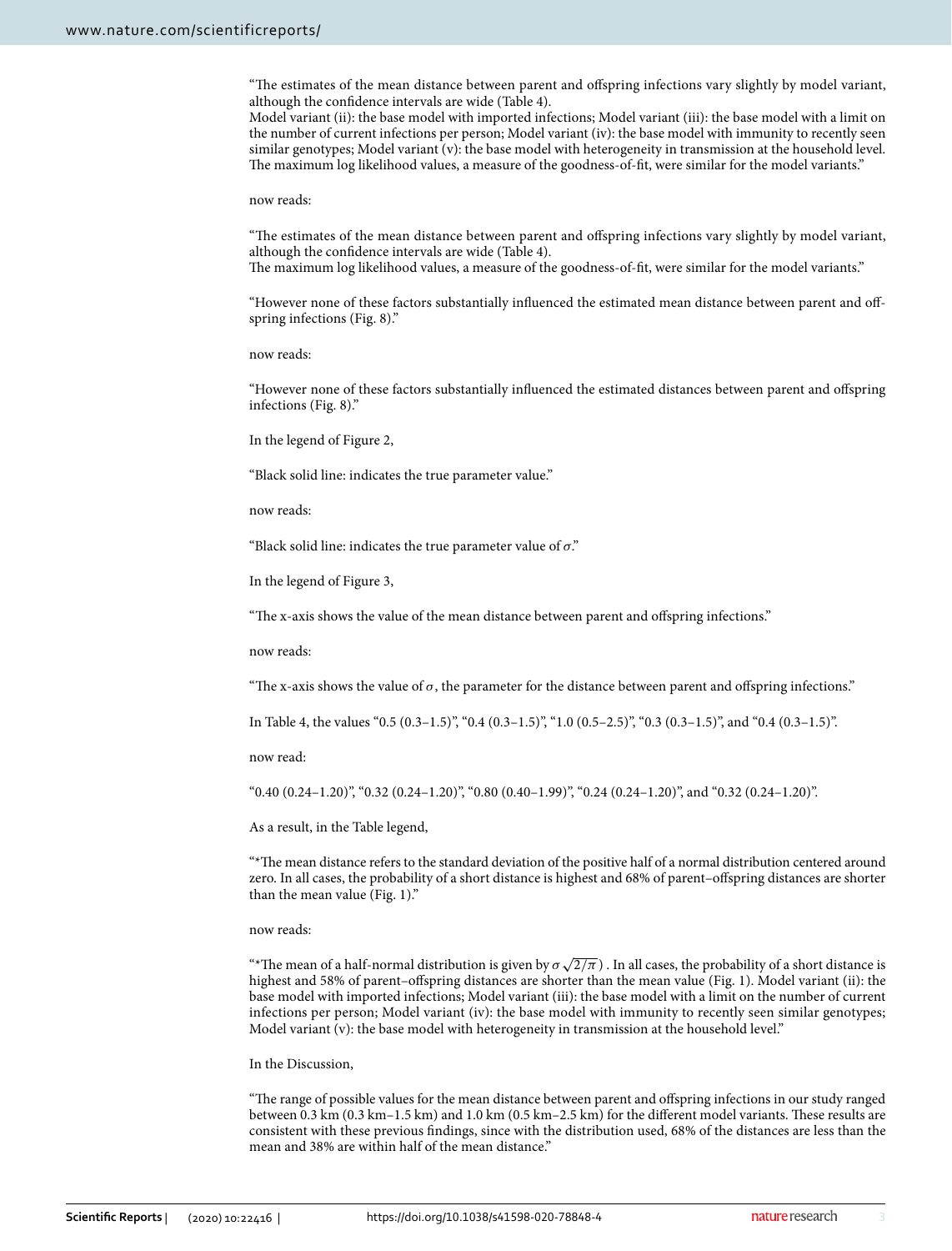"The estimates of the mean distance between parent and offspring infections vary slightly by model variant, although the confidence intervals are wide (Table 4).
Model variant (ii): the base model with imported infections; Model variant (iii): the base model with a limit on the number of current infections per person; Model variant (iv): the base model with immunity to recently seen similar genotypes; Model variant (v): the base model with heterogeneity in transmission at the household level. The maximum log likelihood values, a measure of the goodness-of-fit, were similar for the model variants."

now reads:

"The estimates of the mean distance between parent and offspring infections vary slightly by model variant, although the confidence intervals are wide (Table 4).
The maximum log likelihood values, a measure of the goodness-of-fit, were similar for the model variants."

"However none of these factors substantially influenced the estimated mean distance between parent and offspring infections (Fig. 8)."

now reads:

"However none of these factors substantially influenced the estimated distances between parent and offspring infections (Fig. 8)."

In the legend of Figure 2,

"Black solid line: indicates the true parameter value."

now reads:

"Black solid line: indicates the true parameter value of $\sigma$."

In the legend of Figure 3,

"The x-axis shows the value of the mean distance between parent and offspring infections."

now reads:

"The x-axis shows the value of $\sigma$, the parameter for the distance between parent and offspring infections."

In Table 4, the values "0.5 (0.3–1.5)", "0.4 (0.3–1.5)", "1.0 (0.5–2.5)", "0.3 (0.3–1.5)", and "0.4 (0.3–1.5)".

now read:

"0.40 (0.24–1.20)", "0.32 (0.24–1.20)", "0.80 (0.40–1.99)", "0.24 (0.24–1.20)", and "0.32 (0.24–1.20)".

As a result, in the Table legend,

"*The mean distance refers to the standard deviation of the positive half of a normal distribution centered around zero. In all cases, the probability of a short distance is highest and 68% of parent–offspring distances are shorter than the mean value (Fig. 1)."

now reads:

"*The mean of a half-normal distribution is given by $\sigma\sqrt{2/\pi}$. In all cases, the probability of a short distance is highest and 58% of parent–offspring distances are shorter than the mean value (Fig. 1). Model variant (ii): the base model with imported infections; Model variant (iii): the base model with a limit on the number of current infections per person; Model variant (iv): the base model with immunity to recently seen similar genotypes; Model variant (v): the base model with heterogeneity in transmission at the household level."

In the Discussion,

"The range of possible values for the mean distance between parent and offspring infections in our study ranged between 0.3 km (0.3 km–1.5 km) and 1.0 km (0.5 km–2.5 km) for the different model variants. These results are consistent with these previous findings, since with the distribution used, 68% of the distances are less than the mean and 38% are within half of the mean distance."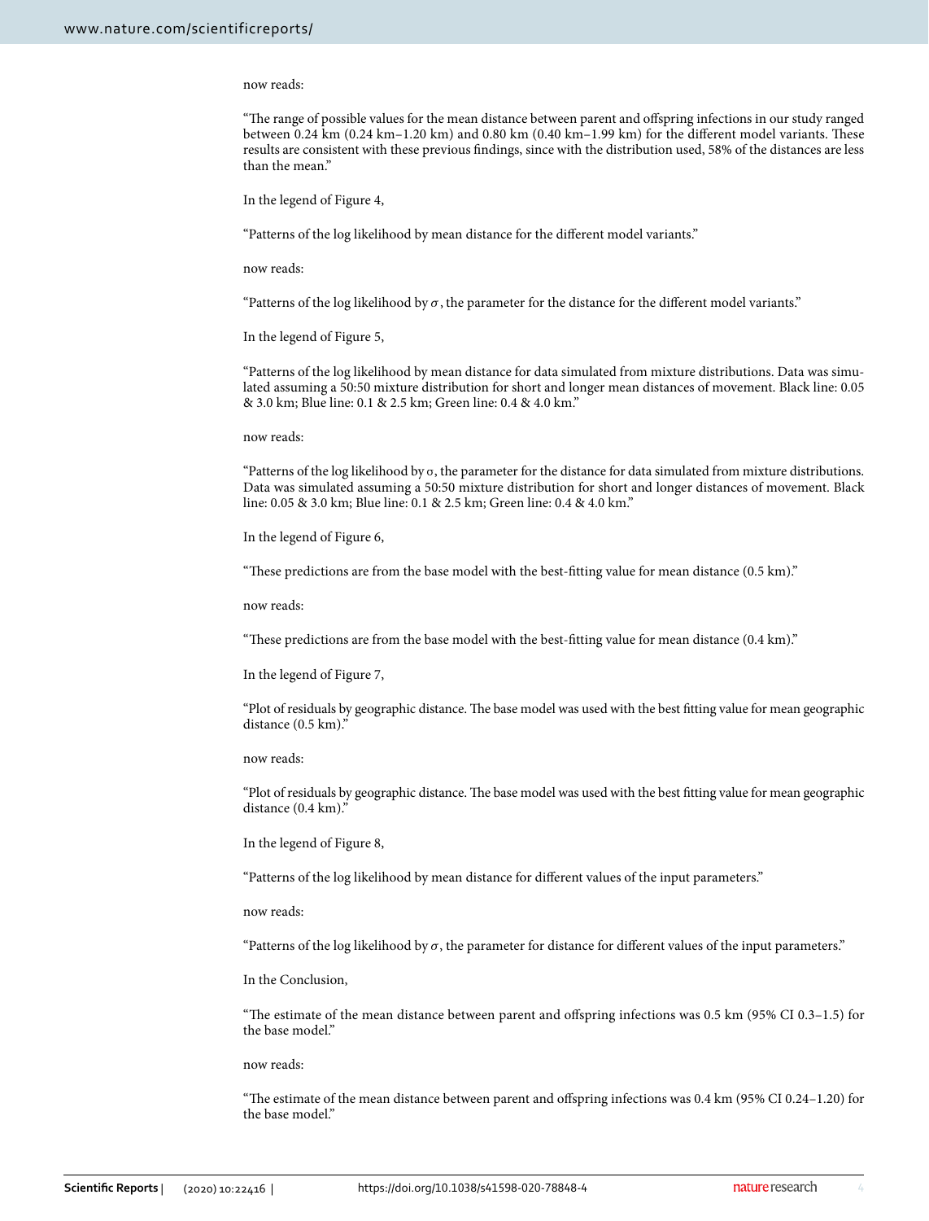now reads:

"The range of possible values for the mean distance between parent and offspring infections in our study ranged between 0.24 km (0.24 km–1.20 km) and 0.80 km (0.40 km–1.99 km) for the different model variants. These results are consistent with these previous findings, since with the distribution used, 58% of the distances are less than the mean."

In the legend of Figure 4,

"Patterns of the log likelihood by mean distance for the different model variants."

now reads:

"Patterns of the log likelihood by $\sigma$, the parameter for the distance for the different model variants."

In the legend of Figure 5,

"Patterns of the log likelihood by mean distance for data simulated from mixture distributions. Data was simulated assuming a 50:50 mixture distribution for short and longer mean distances of movement. Black line: 0.05 & 3.0 km; Blue line: 0.1 & 2.5 km; Green line: 0.4 & 4.0 km."

now reads:

"Patterns of the log likelihood by $\sigma$, the parameter for the distance for data simulated from mixture distributions. Data was simulated assuming a 50:50 mixture distribution for short and longer distances of movement. Black line: 0.05 & 3.0 km; Blue line: 0.1 & 2.5 km; Green line: 0.4 & 4.0 km."

In the legend of Figure 6,

"These predictions are from the base model with the best-fitting value for mean distance (0.5 km)."

now reads:

"These predictions are from the base model with the best-fitting value for mean distance (0.4 km)."

In the legend of Figure 7,

"Plot of residuals by geographic distance. The base model was used with the best fitting value for mean geographic distance (0.5 km)."

now reads:

"Plot of residuals by geographic distance. The base model was used with the best fitting value for mean geographic distance (0.4 km)."

In the legend of Figure 8,

"Patterns of the log likelihood by mean distance for different values of the input parameters."

now reads:

"Patterns of the log likelihood by $\sigma$, the parameter for distance for different values of the input parameters."

In the Conclusion,

"The estimate of the mean distance between parent and offspring infections was 0.5 km (95% CI 0.3–1.5) for the base model."

now reads:

"The estimate of the mean distance between parent and offspring infections was 0.4 km (95% CI 0.24–1.20) for the base model."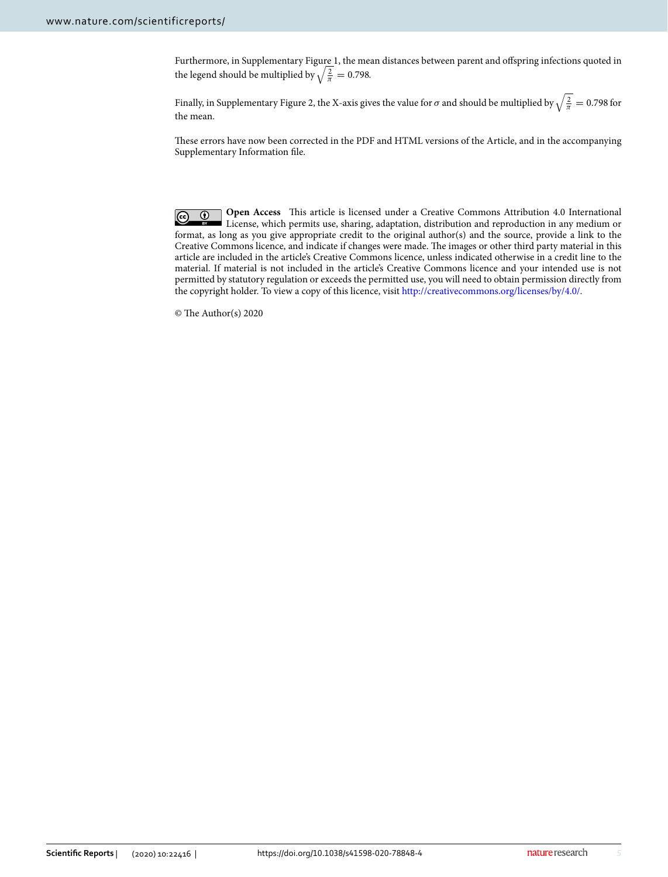Furthermore, in Supplementary Figure 1, the mean distances between parent and offspring infections quoted in the legend should be multiplied by $\sqrt{\frac{2}{\pi}} = 0.798$.

Finally, in Supplementary Figure 2, the X-axis gives the value for $\sigma$ and should be multiplied by $\sqrt{\frac{2}{\pi}} = 0.798$ for the mean.

These errors have now been corrected in the PDF and HTML versions of the Article, and in the accompanying Supplementary Information file.

**Open Access** This article is licensed under a Creative Commons Attribution 4.0 International License, which permits use, sharing, adaptation, distribution and reproduction in any medium or format, as long as you give appropriate credit to the original author(s) and the source, provide a link to the Creative Commons licence, and indicate if changes were made. The images or other third party material in this article are included in the article's Creative Commons licence, unless indicated otherwise in a credit line to the material. If material is not included in the article's Creative Commons licence and your intended use is not permitted by statutory regulation or exceeds the permitted use, you will need to obtain permission directly from the copyright holder. To view a copy of this licence, visit http://creativecommons.org/licenses/by/4.0/.

© The Author(s) 2020